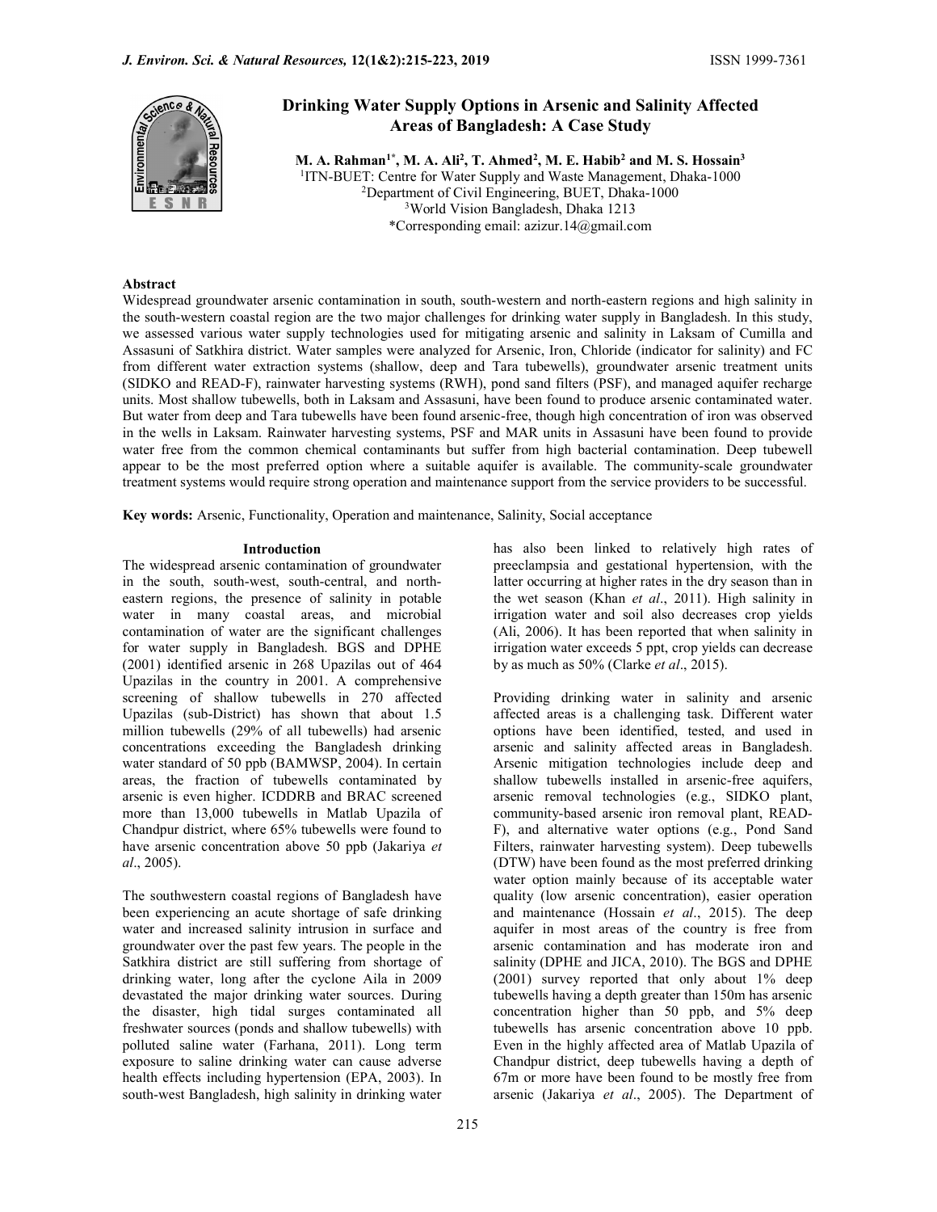# Drinking Water Supply Options in Arsenic and Salinity Affected Areas of Bangladesh: A Case Study

**M. A. Rahman[1]*, M. A. Ali[2], T. Ahmed[2], M. E. Habib[2] and M. S. Hossain[3]**

[1]ITN-BUET: Centre for Water Supply and Waste Management, Dhaka-1000
[2]Department of Civil Engineering, BUET, Dhaka-1000
[3]World Vision Bangladesh, Dhaka 1213
*Corresponding email: azizur.14@gmail.com

## Abstract

Widespread groundwater arsenic contamination in south, south-western and north-eastern regions and high salinity in the south-western coastal region are the two major challenges for drinking water supply in Bangladesh. In this study, we assessed various water supply technologies used for mitigating arsenic and salinity in Laksam of Cumilla and Assasuni of Satkhira district. Water samples were analyzed for Arsenic, Iron, Chloride (indicator for salinity) and FC from different water extraction systems (shallow, deep and Tara tubewells), groundwater arsenic treatment units (SIDKO and READ-F), rainwater harvesting systems (RWH), pond sand filters (PSF), and managed aquifer recharge units. Most shallow tubewells, both in Laksam and Assasuni, have been found to produce arsenic contaminated water. But water from deep and Tara tubewells have been found arsenic-free, though high concentration of iron was observed in the wells in Laksam. Rainwater harvesting systems, PSF and MAR units in Assasuni have been found to provide water free from the common chemical contaminants but suffer from high bacterial contamination. Deep tubewell appear to be the most preferred option where a suitable aquifer is available. The community-scale groundwater treatment systems would require strong operation and maintenance support from the service providers to be successful.

**Key words:** Arsenic, Functionality, Operation and maintenance, Salinity, Social acceptance

## Introduction

The widespread arsenic contamination of groundwater in the south, south-west, south-central, and north-eastern regions, the presence of salinity in potable water in many coastal areas, and microbial contamination of water are the significant challenges for water supply in Bangladesh. BGS and DPHE (2001) identified arsenic in 268 Upazilas out of 464 Upazilas in the country in 2001. A comprehensive screening of shallow tubewells in 270 affected Upazilas (sub-District) has shown that about 1.5 million tubewells (29% of all tubewells) had arsenic concentrations exceeding the Bangladesh drinking water standard of 50 ppb (BAMWSP, 2004). In certain areas, the fraction of tubewells contaminated by arsenic is even higher. ICDDRB and BRAC screened more than 13,000 tubewells in Matlab Upazila of Chandpur district, where 65% tubewells were found to have arsenic concentration above 50 ppb (Jakariya *et al*., 2005).

The southwestern coastal regions of Bangladesh have been experiencing an acute shortage of safe drinking water and increased salinity intrusion in surface and groundwater over the past few years. The people in the Satkhira district are still suffering from shortage of drinking water, long after the cyclone Aila in 2009 devastated the major drinking water sources. During the disaster, high tidal surges contaminated all freshwater sources (ponds and shallow tubewells) with polluted saline water (Farhana, 2011). Long term exposure to saline drinking water can cause adverse health effects including hypertension (EPA, 2003). In south-west Bangladesh, high salinity in drinking water has also been linked to relatively high rates of preeclampsia and gestational hypertension, with the latter occurring at higher rates in the dry season than in the wet season (Khan *et al*., 2011). High salinity in irrigation water and soil also decreases crop yields (Ali, 2006). It has been reported that when salinity in irrigation water exceeds 5 ppt, crop yields can decrease by as much as 50% (Clarke *et al*., 2015).

Providing drinking water in salinity and arsenic affected areas is a challenging task. Different water options have been identified, tested, and used in arsenic and salinity affected areas in Bangladesh. Arsenic mitigation technologies include deep and shallow tubewells installed in arsenic-free aquifers, arsenic removal technologies (e.g., SIDKO plant, community-based arsenic iron removal plant, READ-F), and alternative water options (e.g., Pond Sand Filters, rainwater harvesting system). Deep tubewells (DTW) have been found as the most preferred drinking water option mainly because of its acceptable water quality (low arsenic concentration), easier operation and maintenance (Hossain *et al*., 2015). The deep aquifer in most areas of the country is free from arsenic contamination and has moderate iron and salinity (DPHE and JICA, 2010). The BGS and DPHE (2001) survey reported that only about 1% deep tubewells having a depth greater than 150m has arsenic concentration higher than 50 ppb, and 5% deep tubewells has arsenic concentration above 10 ppb. Even in the highly affected area of Matlab Upazila of Chandpur district, deep tubewells having a depth of 67m or more have been found to be mostly free from arsenic (Jakariya *et al*., 2005). The Department of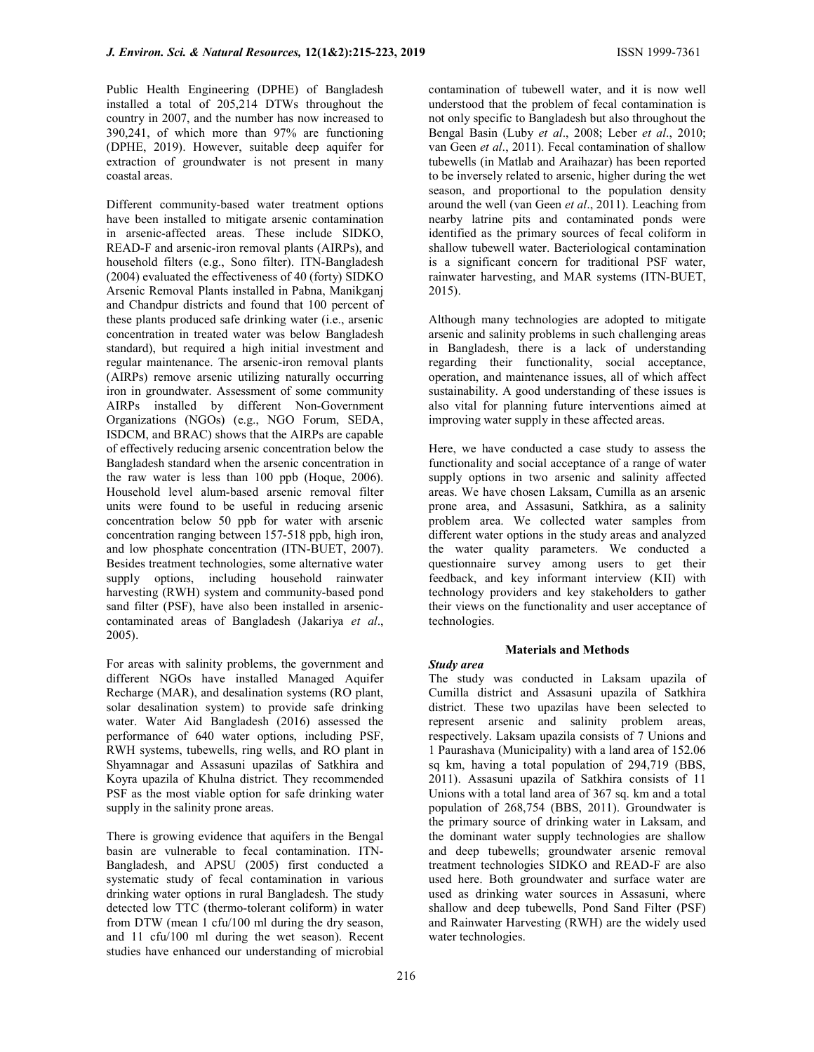Public Health Engineering (DPHE) of Bangladesh installed a total of 205,214 DTWs throughout the country in 2007, and the number has now increased to 390,241, of which more than 97% are functioning (DPHE, 2019). However, suitable deep aquifer for extraction of groundwater is not present in many coastal areas.

Different community-based water treatment options have been installed to mitigate arsenic contamination in arsenic-affected areas. These include SIDKO, READ-F and arsenic-iron removal plants (AIRPs), and household filters (e.g., Sono filter). ITN-Bangladesh (2004) evaluated the effectiveness of 40 (forty) SIDKO Arsenic Removal Plants installed in Pabna, Manikganj and Chandpur districts and found that 100 percent of these plants produced safe drinking water (i.e., arsenic concentration in treated water was below Bangladesh standard), but required a high initial investment and regular maintenance. The arsenic-iron removal plants (AIRPs) remove arsenic utilizing naturally occurring iron in groundwater. Assessment of some community AIRPs installed by different Non-Government Organizations (NGOs) (e.g., NGO Forum, SEDA, ISDCM, and BRAC) shows that the AIRPs are capable of effectively reducing arsenic concentration below the Bangladesh standard when the arsenic concentration in the raw water is less than 100 ppb (Hoque, 2006). Household level alum-based arsenic removal filter units were found to be useful in reducing arsenic concentration below 50 ppb for water with arsenic concentration ranging between 157-518 ppb, high iron, and low phosphate concentration (ITN-BUET, 2007). Besides treatment technologies, some alternative water supply options, including household rainwater harvesting (RWH) system and community-based pond sand filter (PSF), have also been installed in arsenic-contaminated areas of Bangladesh (Jakariya *et al*., 2005).

For areas with salinity problems, the government and different NGOs have installed Managed Aquifer Recharge (MAR), and desalination systems (RO plant, solar desalination system) to provide safe drinking water. Water Aid Bangladesh (2016) assessed the performance of 640 water options, including PSF, RWH systems, tubewells, ring wells, and RO plant in Shyamnagar and Assasuni upazilas of Satkhira and Koyra upazila of Khulna district. They recommended PSF as the most viable option for safe drinking water supply in the salinity prone areas.

There is growing evidence that aquifers in the Bengal basin are vulnerable to fecal contamination. ITN-Bangladesh, and APSU (2005) first conducted a systematic study of fecal contamination in various drinking water options in rural Bangladesh. The study detected low TTC (thermo-tolerant coliform) in water from DTW (mean 1 cfu/100 ml during the dry season, and 11 cfu/100 ml during the wet season). Recent studies have enhanced our understanding of microbial contamination of tubewell water, and it is now well understood that the problem of fecal contamination is not only specific to Bangladesh but also throughout the Bengal Basin (Luby *et al*., 2008; Leber *et al*., 2010; van Geen *et al*., 2011). Fecal contamination of shallow tubewells (in Matlab and Araihazar) has been reported to be inversely related to arsenic, higher during the wet season, and proportional to the population density around the well (van Geen *et al*., 2011). Leaching from nearby latrine pits and contaminated ponds were identified as the primary sources of fecal coliform in shallow tubewell water. Bacteriological contamination is a significant concern for traditional PSF water, rainwater harvesting, and MAR systems (ITN-BUET, 2015).

Although many technologies are adopted to mitigate arsenic and salinity problems in such challenging areas in Bangladesh, there is a lack of understanding regarding their functionality, social acceptance, operation, and maintenance issues, all of which affect sustainability. A good understanding of these issues is also vital for planning future interventions aimed at improving water supply in these affected areas.

Here, we have conducted a case study to assess the functionality and social acceptance of a range of water supply options in two arsenic and salinity affected areas. We have chosen Laksam, Cumilla as an arsenic prone area, and Assasuni, Satkhira, as a salinity problem area. We collected water samples from different water options in the study areas and analyzed the water quality parameters. We conducted a questionnaire survey among users to get their feedback, and key informant interview (KII) with technology providers and key stakeholders to gather their views on the functionality and user acceptance of technologies.

## Materials and Methods

### *Study area*

The study was conducted in Laksam upazila of Cumilla district and Assasuni upazila of Satkhira district. These two upazilas have been selected to represent arsenic and salinity problem areas, respectively. Laksam upazila consists of 7 Unions and 1 Paurashava (Municipality) with a land area of 152.06 sq km, having a total population of 294,719 (BBS, 2011). Assasuni upazila of Satkhira consists of 11 Unions with a total land area of 367 sq. km and a total population of 268,754 (BBS, 2011). Groundwater is the primary source of drinking water in Laksam, and the dominant water supply technologies are shallow and deep tubewells; groundwater arsenic removal treatment technologies SIDKO and READ-F are also used here. Both groundwater and surface water are used as drinking water sources in Assasuni, where shallow and deep tubewells, Pond Sand Filter (PSF) and Rainwater Harvesting (RWH) are the widely used water technologies.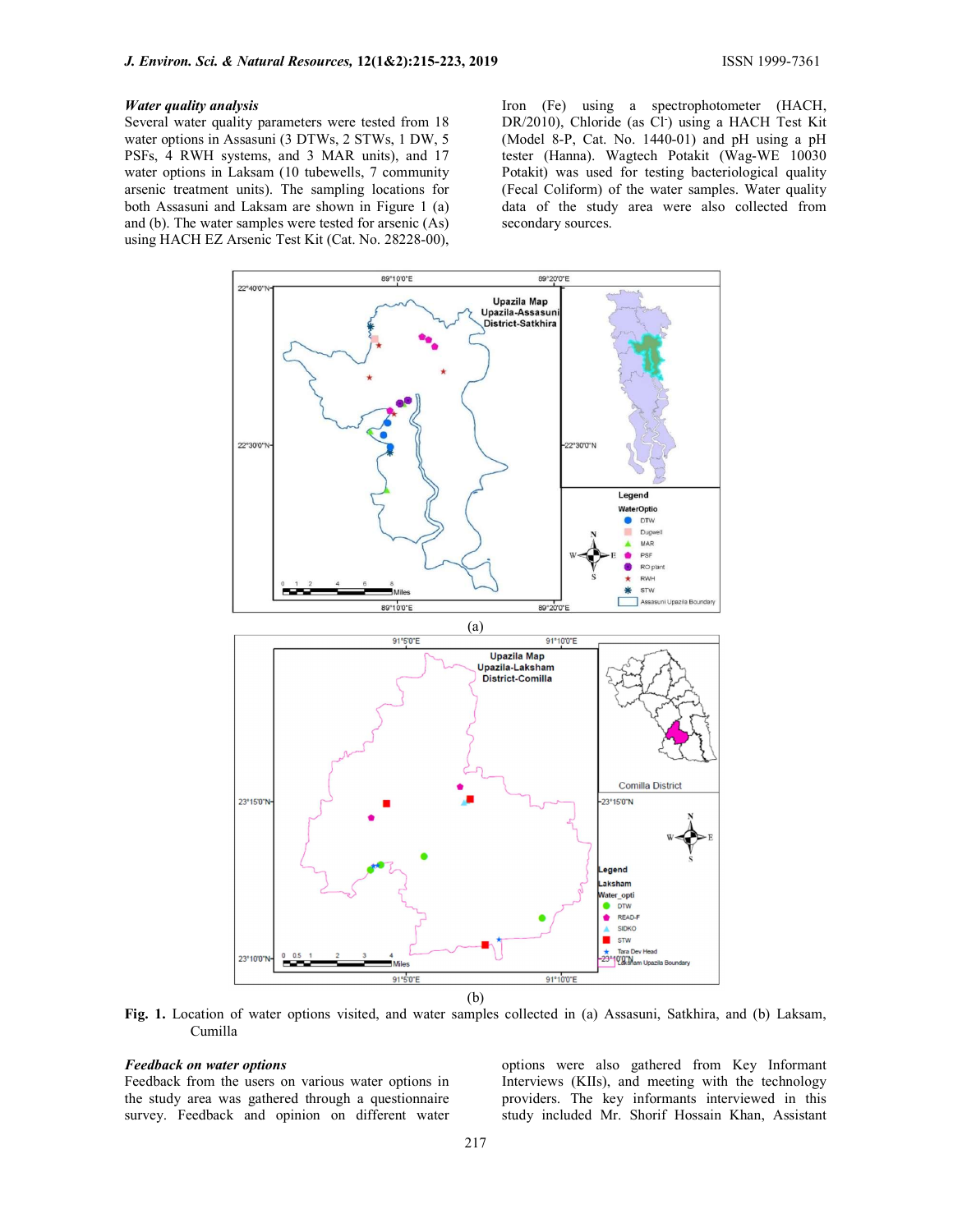### *Water quality analysis*

Several water quality parameters were tested from 18 water options in Assasuni (3 DTWs, 2 STWs, 1 DW, 5 PSFs, 4 RWH systems, and 3 MAR units), and 17 water options in Laksam (10 tubewells, 7 community arsenic treatment units). The sampling locations for both Assasuni and Laksam are shown in Figure 1 (a) and (b). The water samples were tested for arsenic (As) using HACH EZ Arsenic Test Kit (Cat. No. 28228-00), Iron (Fe) using a spectrophotometer (HACH, DR/2010), Chloride (as $Cl^-$) using a HACH Test Kit (Model 8-P, Cat. No. 1440-01) and pH using a pH tester (Hanna). Wagtech Potakit (Wag-WE 10030 Potakit) was used for testing bacteriological quality (Fecal Coliform) of the water samples. Water quality data of the study area were also collected from secondary sources.

(a)

(b)

**Fig. 1.** Location of water options visited, and water samples collected in (a) Assasuni, Satkhira, and (b) Laksam, Cumilla

### *Feedback on water options*

Feedback from the users on various water options in the study area was gathered through a questionnaire survey. Feedback and opinion on different water options were also gathered from Key Informant Interviews (KIIs), and meeting with the technology providers. The key informants interviewed in this study included Mr. Shorif Hossain Khan, Assistant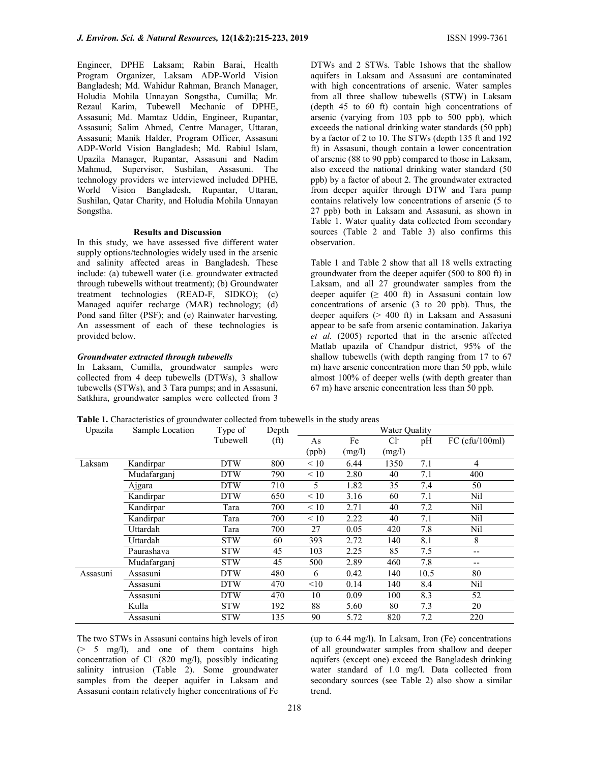Engineer, DPHE Laksam; Rabin Barai, Health Program Organizer, Laksam ADP-World Vision Bangladesh; Md. Wahidur Rahman, Branch Manager, Holudia Mohila Unnayan Songstha, Cumilla; Mr. Rezaul Karim, Tubewell Mechanic of DPHE, Assasuni; Md. Mamtaz Uddin, Engineer, Rupantar, Assasuni; Salim Ahmed, Centre Manager, Uttaran, Assasuni; Manik Halder, Program Officer, Assasuni ADP-World Vision Bangladesh; Md. Rabiul Islam, Upazila Manager, Rupantar, Assasuni and Nadim Mahmud, Supervisor, Sushilan, Assasuni. The technology providers we interviewed included DPHE, World Vision Bangladesh, Rupantar, Uttaran, Sushilan, Qatar Charity, and Holudia Mohila Unnayan Songstha.

## Results and Discussion

In this study, we have assessed five different water supply options/technologies widely used in the arsenic and salinity affected areas in Bangladesh. These include: (a) tubewell water (i.e. groundwater extracted through tubewells without treatment); (b) Groundwater treatment technologies (READ-F, SIDKO); (c) Managed aquifer recharge (MAR) technology; (d) Pond sand filter (PSF); and (e) Rainwater harvesting. An assessment of each of these technologies is provided below.

### *Groundwater extracted through tubewells*

In Laksam, Cumilla, groundwater samples were collected from 4 deep tubewells (DTWs), 3 shallow tubewells (STWs), and 3 Tara pumps; and in Assasuni, Satkhira, groundwater samples were collected from 3 DTWs and 2 STWs. Table 1shows that the shallow aquifers in Laksam and Assasuni are contaminated with high concentrations of arsenic. Water samples from all three shallow tubewells (STW) in Laksam (depth 45 to 60 ft) contain high concentrations of arsenic (varying from 103 ppb to 500 ppb), which exceeds the national drinking water standards (50 ppb) by a factor of 2 to 10. The STWs (depth 135 ft and 192 ft) in Assasuni, though contain a lower concentration of arsenic (88 to 90 ppb) compared to those in Laksam, also exceed the national drinking water standard (50 ppb) by a factor of about 2. The groundwater extracted from deeper aquifer through DTW and Tara pump contains relatively low concentrations of arsenic (5 to 27 ppb) both in Laksam and Assasuni, as shown in Table 1. Water quality data collected from secondary sources (Table 2 and Table 3) also confirms this observation.

Table 1 and Table 2 show that all 18 wells extracting groundwater from the deeper aquifer (500 to 800 ft) in Laksam, and all 27 groundwater samples from the deeper aquifer (≥ 400 ft) in Assasuni contain low concentrations of arsenic (3 to 20 ppb). Thus, the deeper aquifers (> 400 ft) in Laksam and Assasuni appear to be safe from arsenic contamination. Jakariya *et al.* (2005) reported that in the arsenic affected Matlab upazila of Chandpur district, 95% of the shallow tubewells (with depth ranging from 17 to 67 m) have arsenic concentration more than 50 ppb, while almost 100% of deeper wells (with depth greater than 67 m) have arsenic concentration less than 50 ppb.

**Table 1.** Characteristics of groundwater collected from tubewells in the study areas

| Upazila | Sample Location | Type of Tubewell | Depth (ft) | Water Quality | | | | |
|---|---|---|---|---|---|---|---|---|
| | | | | As (ppb) | Fe (mg/l) | $Cl^-$ (mg/l) | pH | FC (cfu/100ml) |
| Laksam | Kandirpar | DTW | 800 | < 10 | 6.44 | 1350 | 7.1 | 4 |
| | Mudafarganj | DTW | 790 | < 10 | 2.80 | 40 | 7.1 | 400 |
| | Ajgara | DTW | 710 | 5 | 1.82 | 35 | 7.4 | 50 |
| | Kandirpar | DTW | 650 | < 10 | 3.16 | 60 | 7.1 | Nil |
| | Kandirpar | Tara | 700 | < 10 | 2.71 | 40 | 7.2 | Nil |
| | Kandirpar | Tara | 700 | < 10 | 2.22 | 40 | 7.1 | Nil |
| | Uttardah | Tara | 700 | 27 | 0.05 | 420 | 7.8 | Nil |
| | Uttardah | STW | 60 | 393 | 2.72 | 140 | 8.1 | 8 |
| | Paurashava | STW | 45 | 103 | 2.25 | 85 | 7.5 | -- |
| | Mudafarganj | STW | 45 | 500 | 2.89 | 460 | 7.8 | -- |
| Assasuni | Assasuni | DTW | 480 | 6 | 0.42 | 140 | 10.5 | 80 |
| | Assasuni | DTW | 470 | <10 | 0.14 | 140 | 8.4 | Nil |
| | Assasuni | DTW | 470 | 10 | 0.09 | 100 | 8.3 | 52 |
| | Kulla | STW | 192 | 88 | 5.60 | 80 | 7.3 | 20 |
| | Assasuni | STW | 135 | 90 | 5.72 | 820 | 7.2 | 220 |

The two STWs in Assasuni contains high levels of iron (> 5 mg/l), and one of them contains high concentration of $Cl^-$ (820 mg/l), possibly indicating salinity intrusion (Table 2). Some groundwater samples from the deeper aquifer in Laksam and Assasuni contain relatively higher concentrations of Fe (up to 6.44 mg/l). In Laksam, Iron (Fe) concentrations of all groundwater samples from shallow and deeper aquifers (except one) exceed the Bangladesh drinking water standard of 1.0 mg/l. Data collected from secondary sources (see Table 2) also show a similar trend.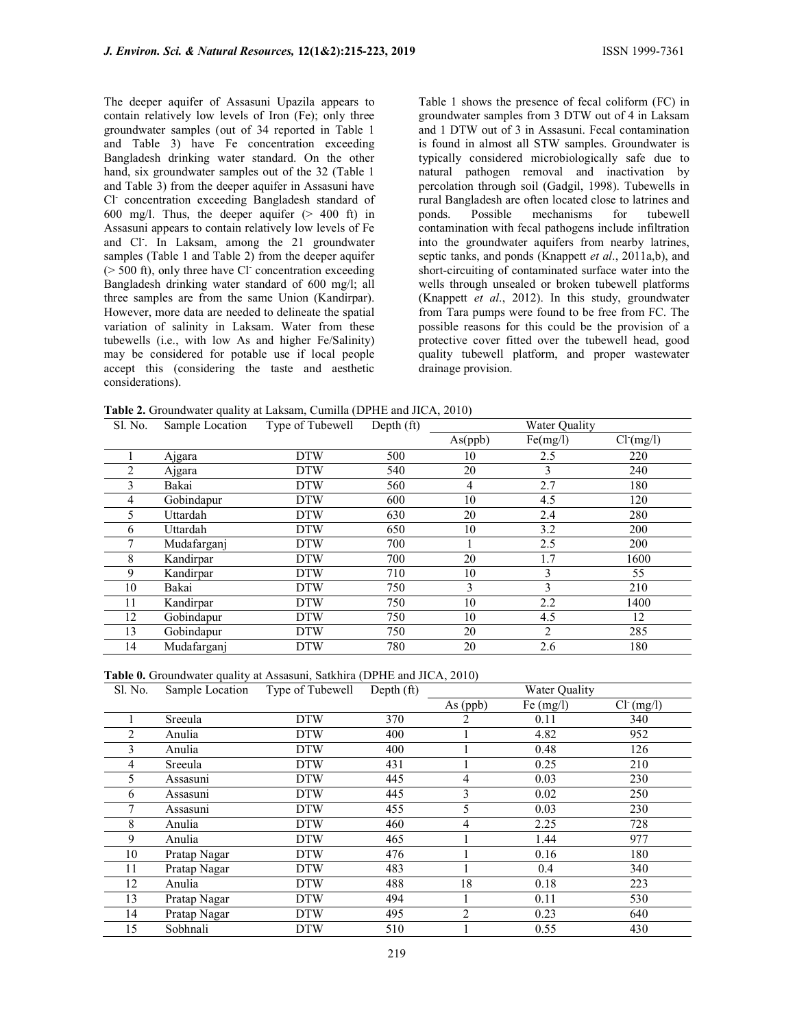The deeper aquifer of Assasuni Upazila appears to contain relatively low levels of Iron (Fe); only three groundwater samples (out of 34 reported in Table 1 and Table 3) have Fe concentration exceeding Bangladesh drinking water standard. On the other hand, six groundwater samples out of the 32 (Table 1 and Table 3) from the deeper aquifer in Assasuni have $Cl^-$ concentration exceeding Bangladesh standard of 600 mg/l. Thus, the deeper aquifer (> 400 ft) in Assasuni appears to contain relatively low levels of Fe and $Cl^-$. In Laksam, among the 21 groundwater samples (Table 1 and Table 2) from the deeper aquifer (> 500 ft), only three have $Cl^-$ concentration exceeding Bangladesh drinking water standard of 600 mg/l; all three samples are from the same Union (Kandirpar). However, more data are needed to delineate the spatial variation of salinity in Laksam. Water from these tubewells (i.e., with low As and higher Fe/Salinity) may be considered for potable use if local people accept this (considering the taste and aesthetic considerations).

Table 1 shows the presence of fecal coliform (FC) in groundwater samples from 3 DTW out of 4 in Laksam and 1 DTW out of 3 in Assasuni. Fecal contamination is found in almost all STW samples. Groundwater is typically considered microbiologically safe due to natural pathogen removal and inactivation by percolation through soil (Gadgil, 1998). Tubewells in rural Bangladesh are often located close to latrines and ponds. Possible mechanisms for tubewell contamination with fecal pathogens include infiltration into the groundwater aquifers from nearby latrines, septic tanks, and ponds (Knappett *et al*., 2011a,b), and short-circuiting of contaminated surface water into the wells through unsealed or broken tubewell platforms (Knappett *et al*., 2012). In this study, groundwater from Tara pumps were found to be free from FC. The possible reasons for this could be the provision of a protective cover fitted over the tubewell head, good quality tubewell platform, and proper wastewater drainage provision.

**Table 2.** Groundwater quality at Laksam, Cumilla (DPHE and JICA, 2010)

| Sl. No. | Sample Location | Type of Tubewell | Depth (ft) | Water Quality | | |
|---|---|---|---|---|---|---|
| | | | | As(ppb) | Fe(mg/l) | $Cl^-$(mg/l) |
| 1 | Ajgara | DTW | 500 | 10 | 2.5 | 220 |
| 2 | Ajgara | DTW | 540 | 20 | 3 | 240 |
| 3 | Bakai | DTW | 560 | 4 | 2.7 | 180 |
| 4 | Gobindapur | DTW | 600 | 10 | 4.5 | 120 |
| 5 | Uttardah | DTW | 630 | 20 | 2.4 | 280 |
| 6 | Uttardah | DTW | 650 | 10 | 3.2 | 200 |
| 7 | Mudafarganj | DTW | 700 | 1 | 2.5 | 200 |
| 8 | Kandirpar | DTW | 700 | 20 | 1.7 | 1600 |
| 9 | Kandirpar | DTW | 710 | 10 | 3 | 55 |
| 10 | Bakai | DTW | 750 | 3 | 3 | 210 |
| 11 | Kandirpar | DTW | 750 | 10 | 2.2 | 1400 |
| 12 | Gobindapur | DTW | 750 | 10 | 4.5 | 12 |
| 13 | Gobindapur | DTW | 750 | 20 | 2 | 285 |
| 14 | Mudafarganj | DTW | 780 | 20 | 2.6 | 180 |

**Table 0.** Groundwater quality at Assasuni, Satkhira (DPHE and JICA, 2010)

| Sl. No. | Sample Location | Type of Tubewell | Depth (ft) | Water Quality | | |
|---|---|---|---|---|---|---|
| | | | | As (ppb) | Fe (mg/l) | $Cl^-$ (mg/l) |
| 1 | Sreeula | DTW | 370 | 2 | 0.11 | 340 |
| 2 | Anulia | DTW | 400 | 1 | 4.82 | 952 |
| 3 | Anulia | DTW | 400 | 1 | 0.48 | 126 |
| 4 | Sreeula | DTW | 431 | 1 | 0.25 | 210 |
| 5 | Assasuni | DTW | 445 | 4 | 0.03 | 230 |
| 6 | Assasuni | DTW | 445 | 3 | 0.02 | 250 |
| 7 | Assasuni | DTW | 455 | 5 | 0.03 | 230 |
| 8 | Anulia | DTW | 460 | 4 | 2.25 | 728 |
| 9 | Anulia | DTW | 465 | 1 | 1.44 | 977 |
| 10 | Pratap Nagar | DTW | 476 | 1 | 0.16 | 180 |
| 11 | Pratap Nagar | DTW | 483 | 1 | 0.4 | 340 |
| 12 | Anulia | DTW | 488 | 18 | 0.18 | 223 |
| 13 | Pratap Nagar | DTW | 494 | 1 | 0.11 | 530 |
| 14 | Pratap Nagar | DTW | 495 | 2 | 0.23 | 640 |
| 15 | Sobhnali | DTW | 510 | 1 | 0.55 | 430 |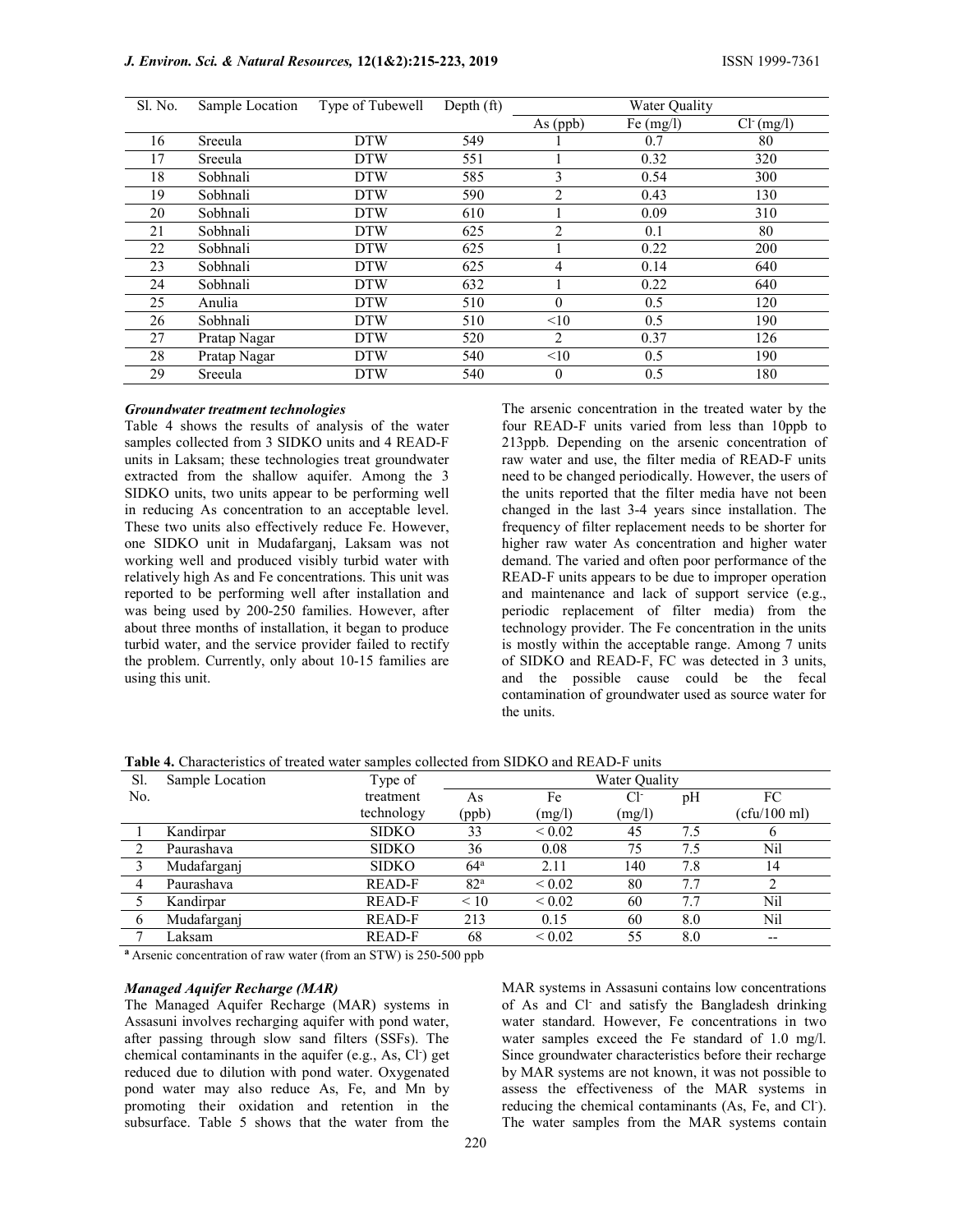| Sl. No. | Sample Location | Type of Tubewell | Depth (ft) | Water Quality | | |
|---|---|---|---|---|---|---|
| | | | | As (ppb) | Fe (mg/l) | $Cl^-$ (mg/l) |
| 16 | Sreeula | DTW | 549 | 1 | 0.7 | 80 |
| 17 | Sreeula | DTW | 551 | 1 | 0.32 | 320 |
| 18 | Sobhnali | DTW | 585 | 3 | 0.54 | 300 |
| 19 | Sobhnali | DTW | 590 | 2 | 0.43 | 130 |
| 20 | Sobhnali | DTW | 610 | 1 | 0.09 | 310 |
| 21 | Sobhnali | DTW | 625 | 2 | 0.1 | 80 |
| 22 | Sobhnali | DTW | 625 | 1 | 0.22 | 200 |
| 23 | Sobhnali | DTW | 625 | 4 | 0.14 | 640 |
| 24 | Sobhnali | DTW | 632 | 1 | 0.22 | 640 |
| 25 | Anulia | DTW | 510 | 0 | 0.5 | 120 |
| 26 | Sobhnali | DTW | 510 | <10 | 0.5 | 190 |
| 27 | Pratap Nagar | DTW | 520 | 2 | 0.37 | 126 |
| 28 | Pratap Nagar | DTW | 540 | <10 | 0.5 | 190 |
| 29 | Sreeula | DTW | 540 | 0 | 0.5 | 180 |

***Groundwater treatment technologies***

Table 4 shows the results of analysis of the water samples collected from 3 SIDKO units and 4 READ-F units in Laksam; these technologies treat groundwater extracted from the shallow aquifer. Among the 3 SIDKO units, two units appear to be performing well in reducing As concentration to an acceptable level. These two units also effectively reduce Fe. However, one SIDKO unit in Mudafarganj, Laksam was not working well and produced visibly turbid water with relatively high As and Fe concentrations. This unit was reported to be performing well after installation and was being used by 200-250 families. However, after about three months of installation, it began to produce turbid water, and the service provider failed to rectify the problem. Currently, only about 10-15 families are using this unit.

The arsenic concentration in the treated water by the four READ-F units varied from less than 10ppb to 213ppb. Depending on the arsenic concentration of raw water and use, the filter media of READ-F units need to be changed periodically. However, the users of the units reported that the filter media have not been changed in the last 3-4 years since installation. The frequency of filter replacement needs to be shorter for higher raw water As concentration and higher water demand. The varied and often poor performance of the READ-F units appears to be due to improper operation and maintenance and lack of support service (e.g., periodic replacement of filter media) from the technology provider. The Fe concentration in the units is mostly within the acceptable range. Among 7 units of SIDKO and READ-F, FC was detected in 3 units, and the possible cause could be the fecal contamination of groundwater used as source water for the units.

**Table 4.** Characteristics of treated water samples collected from SIDKO and READ-F units

| Sl. No. | Sample Location | Type of treatment technology | Water Quality | | | | |
|---|---|---|---|---|---|---|---|
| | | | As (ppb) | Fe (mg/l) | $Cl^-$ (mg/l) | pH | FC (cfu/100 ml) |
| 1 | Kandirpar | SIDKO | 33 | < 0.02 | 45 | 7.5 | 6 |
| 2 | Paurashava | SIDKO | 36 | 0.08 | 75 | 7.5 | Nil |
| 3 | Mudafarganj | SIDKO | 64[a] | 2.11 | 140 | 7.8 | 14 |
| 4 | Paurashava | READ-F | 82[a] | < 0.02 | 80 | 7.7 | 2 |
| 5 | Kandirpar | READ-F | < 10 | < 0.02 | 60 | 7.7 | Nil |
| 6 | Mudafarganj | READ-F | 213 | 0.15 | 60 | 8.0 | Nil |
| 7 | Laksam | READ-F | 68 | < 0.02 | 55 | 8.0 | -- |

[a] Arsenic concentration of raw water (from an STW) is 250-500 ppb

***Managed Aquifer Recharge (MAR)***

The Managed Aquifer Recharge (MAR) systems in Assasuni involves recharging aquifer with pond water, after passing through slow sand filters (SSFs). The chemical contaminants in the aquifer (e.g., As, $Cl^-$) get reduced due to dilution with pond water. Oxygenated pond water may also reduce As, Fe, and Mn by promoting their oxidation and retention in the subsurface. Table 5 shows that the water from the MAR systems in Assasuni contains low concentrations of As and $Cl^-$ and satisfy the Bangladesh drinking water standard. However, Fe concentrations in two water samples exceed the Fe standard of 1.0 mg/l. Since groundwater characteristics before their recharge by MAR systems are not known, it was not possible to assess the effectiveness of the MAR systems in reducing the chemical contaminants (As, Fe, and $Cl^-$). The water samples from the MAR systems contain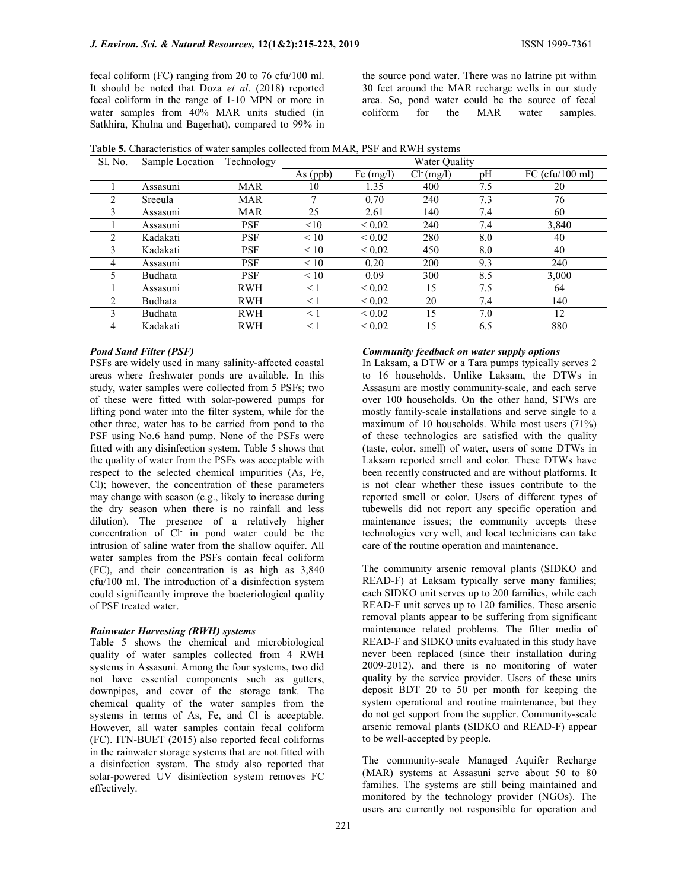fecal coliform (FC) ranging from 20 to 76 cfu/100 ml. It should be noted that Doza *et al*. (2018) reported fecal coliform in the range of 1-10 MPN or more in water samples from 40% MAR units studied (in Satkhira, Khulna and Bagerhat), compared to 99% in the source pond water. There was no latrine pit within 30 feet around the MAR recharge wells in our study area. So, pond water could be the source of fecal coliform for the MAR water samples.

**Table 5.** Characteristics of water samples collected from MAR, PSF and RWH systems

| Sl. No. | Sample Location | Technology | Water Quality | | | | |
|---|---|---|---|---|---|---|---|
| | | | As (ppb) | Fe (mg/l) | $Cl^-$ (mg/l) | pH | FC (cfu/100 ml) |
| 1 | Assasuni | MAR | 10 | 1.35 | 400 | 7.5 | 20 |
| 2 | Sreeula | MAR | 7 | 0.70 | 240 | 7.3 | 76 |
| 3 | Assasuni | MAR | 25 | 2.61 | 140 | 7.4 | 60 |
| 1 | Assasuni | PSF | <10 | < 0.02 | 240 | 7.4 | 3,840 |
| 2 | Kadakati | PSF | < 10 | < 0.02 | 280 | 8.0 | 40 |
| 3 | Kadakati | PSF | < 10 | < 0.02 | 450 | 8.0 | 40 |
| 4 | Assasuni | PSF | < 10 | 0.20 | 200 | 9.3 | 240 |
| 5 | Budhata | PSF | < 10 | 0.09 | 300 | 8.5 | 3,000 |
| 1 | Assasuni | RWH | < 1 | < 0.02 | 15 | 7.5 | 64 |
| 2 | Budhata | RWH | < 1 | < 0.02 | 20 | 7.4 | 140 |
| 3 | Budhata | RWH | < 1 | < 0.02 | 15 | 7.0 | 12 |
| 4 | Kadakati | RWH | < 1 | < 0.02 | 15 | 6.5 | 880 |

### *Pond Sand Filter (PSF)*

PSFs are widely used in many salinity-affected coastal areas where freshwater ponds are available. In this study, water samples were collected from 5 PSFs; two of these were fitted with solar-powered pumps for lifting pond water into the filter system, while for the other three, water has to be carried from pond to the PSF using No.6 hand pump. None of the PSFs were fitted with any disinfection system. Table 5 shows that the quality of water from the PSFs was acceptable with respect to the selected chemical impurities (As, Fe, Cl); however, the concentration of these parameters may change with season (e.g., likely to increase during the dry season when there is no rainfall and less dilution). The presence of a relatively higher concentration of $Cl^-$ in pond water could be the intrusion of saline water from the shallow aquifer. All water samples from the PSFs contain fecal coliform (FC), and their concentration is as high as 3,840 cfu/100 ml. The introduction of a disinfection system could significantly improve the bacteriological quality of PSF treated water.

### *Rainwater Harvesting (RWH) systems*

Table 5 shows the chemical and microbiological quality of water samples collected from 4 RWH systems in Assasuni. Among the four systems, two did not have essential components such as gutters, downpipes, and cover of the storage tank. The chemical quality of the water samples from the systems in terms of As, Fe, and Cl is acceptable. However, all water samples contain fecal coliform (FC). ITN-BUET (2015) also reported fecal coliforms in the rainwater storage systems that are not fitted with a disinfection system. The study also reported that solar-powered UV disinfection system removes FC effectively.

### *Community feedback on water supply options*

In Laksam, a DTW or a Tara pumps typically serves 2 to 16 households. Unlike Laksam, the DTWs in Assasuni are mostly community-scale, and each serve over 100 households. On the other hand, STWs are mostly family-scale installations and serve single to a maximum of 10 households. While most users (71%) of these technologies are satisfied with the quality (taste, color, smell) of water, users of some DTWs in Laksam reported smell and color. These DTWs have been recently constructed and are without platforms. It is not clear whether these issues contribute to the reported smell or color. Users of different types of tubewells did not report any specific operation and maintenance issues; the community accepts these technologies very well, and local technicians can take care of the routine operation and maintenance.

The community arsenic removal plants (SIDKO and READ-F) at Laksam typically serve many families; each SIDKO unit serves up to 200 families, while each READ-F unit serves up to 120 families. These arsenic removal plants appear to be suffering from significant maintenance related problems. The filter media of READ-F and SIDKO units evaluated in this study have never been replaced (since their installation during 2009-2012), and there is no monitoring of water quality by the service provider. Users of these units deposit BDT 20 to 50 per month for keeping the system operational and routine maintenance, but they do not get support from the supplier. Community-scale arsenic removal plants (SIDKO and READ-F) appear to be well-accepted by people.

The community-scale Managed Aquifer Recharge (MAR) systems at Assasuni serve about 50 to 80 families. The systems are still being maintained and monitored by the technology provider (NGOs). The users are currently not responsible for operation and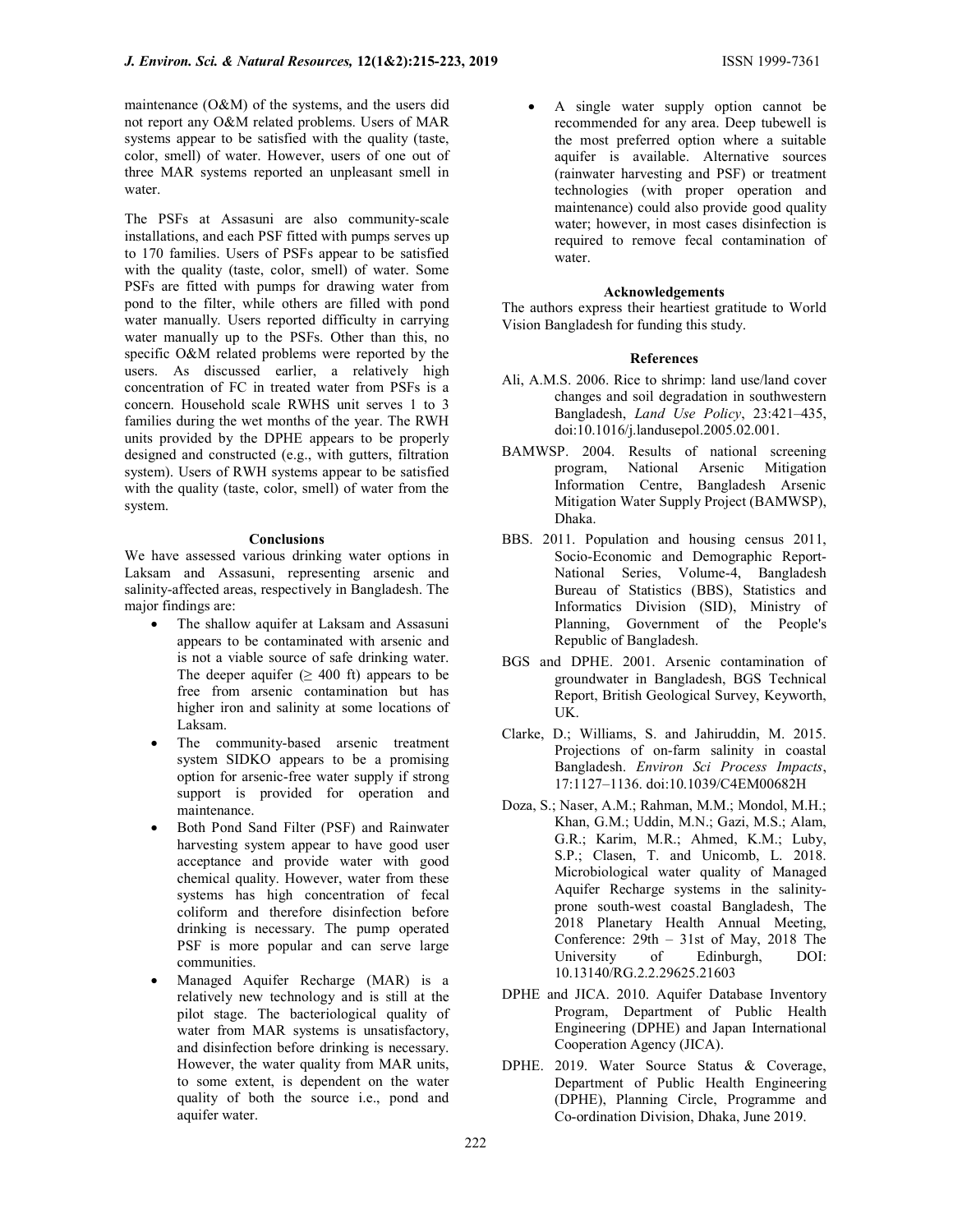maintenance (O&M) of the systems, and the users did not report any O&M related problems. Users of MAR systems appear to be satisfied with the quality (taste, color, smell) of water. However, users of one out of three MAR systems reported an unpleasant smell in water.

The PSFs at Assasuni are also community-scale installations, and each PSF fitted with pumps serves up to 170 families. Users of PSFs appear to be satisfied with the quality (taste, color, smell) of water. Some PSFs are fitted with pumps for drawing water from pond to the filter, while others are filled with pond water manually. Users reported difficulty in carrying water manually up to the PSFs. Other than this, no specific O&M related problems were reported by the users. As discussed earlier, a relatively high concentration of FC in treated water from PSFs is a concern. Household scale RWHS unit serves 1 to 3 families during the wet months of the year. The RWH units provided by the DPHE appears to be properly designed and constructed (e.g., with gutters, filtration system). Users of RWH systems appear to be satisfied with the quality (taste, color, smell) of water from the system.

## Conclusions

We have assessed various drinking water options in Laksam and Assasuni, representing arsenic and salinity-affected areas, respectively in Bangladesh. The major findings are:

- The shallow aquifer at Laksam and Assasuni appears to be contaminated with arsenic and is not a viable source of safe drinking water. The deeper aquifer ($\geq$ 400 ft) appears to be free from arsenic contamination but has higher iron and salinity at some locations of Laksam.
- The community-based arsenic treatment system SIDKO appears to be a promising option for arsenic-free water supply if strong support is provided for operation and maintenance.
- Both Pond Sand Filter (PSF) and Rainwater harvesting system appear to have good user acceptance and provide water with good chemical quality. However, water from these systems has high concentration of fecal coliform and therefore disinfection before drinking is necessary. The pump operated PSF is more popular and can serve large communities.
- Managed Aquifer Recharge (MAR) is a relatively new technology and is still at the pilot stage. The bacteriological quality of water from MAR systems is unsatisfactory, and disinfection before drinking is necessary. However, the water quality from MAR units, to some extent, is dependent on the water quality of both the source i.e., pond and aquifer water.
- A single water supply option cannot be recommended for any area. Deep tubewell is the most preferred option where a suitable aquifer is available. Alternative sources (rainwater harvesting and PSF) or treatment technologies (with proper operation and maintenance) could also provide good quality water; however, in most cases disinfection is required to remove fecal contamination of water.

## Acknowledgements

The authors express their heartiest gratitude to World Vision Bangladesh for funding this study.

## References

Ali, A.M.S. 2006. Rice to shrimp: land use/land cover changes and soil degradation in southwestern Bangladesh, *Land Use Policy*, 23:421–435, doi:10.1016/j.landusepol.2005.02.001.

BAMWSP. 2004. Results of national screening program, National Arsenic Mitigation Information Centre, Bangladesh Arsenic Mitigation Water Supply Project (BAMWSP), Dhaka.

BBS. 2011. Population and housing census 2011, Socio-Economic and Demographic Report-National Series, Volume-4, Bangladesh Bureau of Statistics (BBS), Statistics and Informatics Division (SID), Ministry of Planning, Government of the People's Republic of Bangladesh.

BGS and DPHE. 2001. Arsenic contamination of groundwater in Bangladesh, BGS Technical Report, British Geological Survey, Keyworth, UK.

Clarke, D.; Williams, S. and Jahiruddin, M. 2015. Projections of on-farm salinity in coastal Bangladesh. *Environ Sci Process Impacts*, 17:1127–1136. doi:10.1039/C4EM00682H

Doza, S.; Naser, A.M.; Rahman, M.M.; Mondol, M.H.; Khan, G.M.; Uddin, M.N.; Gazi, M.S.; Alam, G.R.; Karim, M.R.; Ahmed, K.M.; Luby, S.P.; Clasen, T. and Unicomb, L. 2018. Microbiological water quality of Managed Aquifer Recharge systems in the salinity-prone south-west coastal Bangladesh, The 2018 Planetary Health Annual Meeting, Conference: 29th – 31st of May, 2018 The University of Edinburgh, DOI: 10.13140/RG.2.2.29625.21603

DPHE and JICA. 2010. Aquifer Database Inventory Program, Department of Public Health Engineering (DPHE) and Japan International Cooperation Agency (JICA).

DPHE. 2019. Water Source Status & Coverage, Department of Public Health Engineering (DPHE), Planning Circle, Programme and Co-ordination Division, Dhaka, June 2019.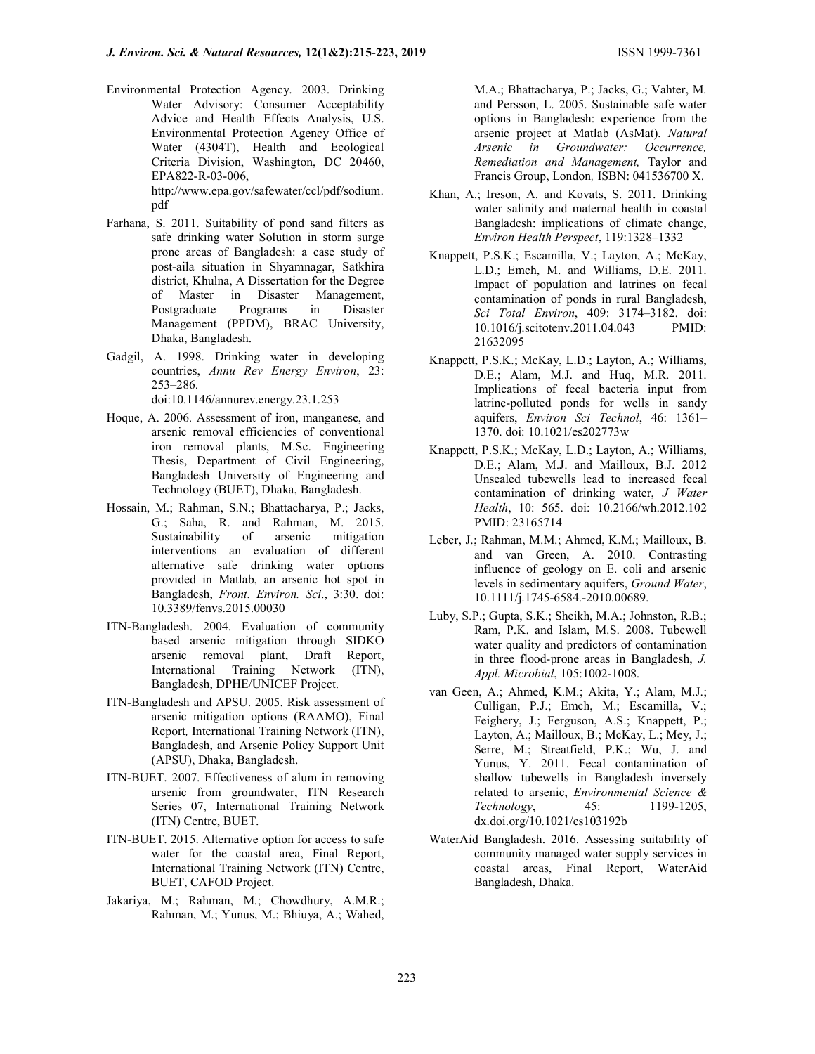Environmental Protection Agency. 2003. Drinking Water Advisory: Consumer Acceptability Advice and Health Effects Analysis, U.S. Environmental Protection Agency Office of Water (4304T), Health and Ecological Criteria Division, Washington, DC 20460, EPA822-R-03-006, http://www.epa.gov/safewater/ccl/pdf/sodium.pdf

Farhana, S. 2011. Suitability of pond sand filters as safe drinking water Solution in storm surge prone areas of Bangladesh: a case study of post-aila situation in Shyamnagar, Satkhira district, Khulna, A Dissertation for the Degree of Master in Disaster Management, Postgraduate Programs in Disaster Management (PPDM), BRAC University, Dhaka, Bangladesh.

Gadgil, A. 1998. Drinking water in developing countries, *Annu Rev Energy Environ*, 23: 253–286. doi:10.1146/annurev.energy.23.1.253

Hoque, A. 2006. Assessment of iron, manganese, and arsenic removal efficiencies of conventional iron removal plants, M.Sc. Engineering Thesis, Department of Civil Engineering, Bangladesh University of Engineering and Technology (BUET), Dhaka, Bangladesh.

Hossain, M.; Rahman, S.N.; Bhattacharya, P.; Jacks, G.; Saha, R. and Rahman, M. 2015. Sustainability of arsenic mitigation interventions an evaluation of different alternative safe drinking water options provided in Matlab, an arsenic hot spot in Bangladesh, *Front. Environ. Sci*., 3:30. doi: 10.3389/fenvs.2015.00030

ITN-Bangladesh. 2004. Evaluation of community based arsenic mitigation through SIDKO arsenic removal plant, Draft Report, International Training Network (ITN), Bangladesh, DPHE/UNICEF Project.

ITN-Bangladesh and APSU. 2005. Risk assessment of arsenic mitigation options (RAAMO), Final Report*,* International Training Network (ITN), Bangladesh, and Arsenic Policy Support Unit (APSU), Dhaka, Bangladesh.

ITN-BUET. 2007. Effectiveness of alum in removing arsenic from groundwater, ITN Research Series 07, International Training Network (ITN) Centre, BUET.

ITN-BUET. 2015. Alternative option for access to safe water for the coastal area, Final Report, International Training Network (ITN) Centre, BUET, CAFOD Project.

Jakariya, M.; Rahman, M.; Chowdhury, A.M.R.; Rahman, M.; Yunus, M.; Bhiuya, A.; Wahed, M.A.; Bhattacharya, P.; Jacks, G.; Vahter, M. and Persson, L. 2005. Sustainable safe water options in Bangladesh: experience from the arsenic project at Matlab (AsMat)*. Natural Arsenic in Groundwater: Occurrence, Remediation and Management,* Taylor and Francis Group, London*,* ISBN: 041536700 X.

Khan, A.; Ireson, A. and Kovats, S. 2011. Drinking water salinity and maternal health in coastal Bangladesh: implications of climate change, *Environ Health Perspect*, 119:1328–1332

Knappett, P.S.K.; Escamilla, V.; Layton, A.; McKay, L.D.; Emch, M. and Williams, D.E. 2011. Impact of population and latrines on fecal contamination of ponds in rural Bangladesh, *Sci Total Environ*, 409: 3174–3182. doi: 10.1016/j.scitotenv.2011.04.043 PMID: 21632095

Knappett, P.S.K.; McKay, L.D.; Layton, A.; Williams, D.E.; Alam, M.J. and Huq, M.R. 2011. Implications of fecal bacteria input from latrine-polluted ponds for wells in sandy aquifers, *Environ Sci Technol*, 46: 1361–1370. doi: 10.1021/es202773w

Knappett, P.S.K.; McKay, L.D.; Layton, A.; Williams, D.E.; Alam, M.J. and Mailloux, B.J. 2012 Unsealed tubewells lead to increased fecal contamination of drinking water, *J Water Health*, 10: 565. doi: 10.2166/wh.2012.102 PMID: 23165714

Leber, J.; Rahman, M.M.; Ahmed, K.M.; Mailloux, B. and van Green, A. 2010. Contrasting influence of geology on E. coli and arsenic levels in sedimentary aquifers, *Ground Water*, 10.1111/j.1745-6584.-2010.00689.

Luby, S.P.; Gupta, S.K.; Sheikh, M.A.; Johnston, R.B.; Ram, P.K. and Islam, M.S. 2008. Tubewell water quality and predictors of contamination in three flood-prone areas in Bangladesh, *J. Appl. Microbial*, 105:1002-1008.

van Geen, A.; Ahmed, K.M.; Akita, Y.; Alam, M.J.; Culligan, P.J.; Emch, M.; Escamilla, V.; Feighery, J.; Ferguson, A.S.; Knappett, P.; Layton, A.; Mailloux, B.; McKay, L.; Mey, J.; Serre, M.; Streatfield, P.K.; Wu, J. and Yunus, Y. 2011. Fecal contamination of shallow tubewells in Bangladesh inversely related to arsenic, *Environmental Science & Technology*, 45: 1199-1205, dx.doi.org/10.1021/es103192b

WaterAid Bangladesh. 2016. Assessing suitability of community managed water supply services in coastal areas, Final Report, WaterAid Bangladesh, Dhaka.